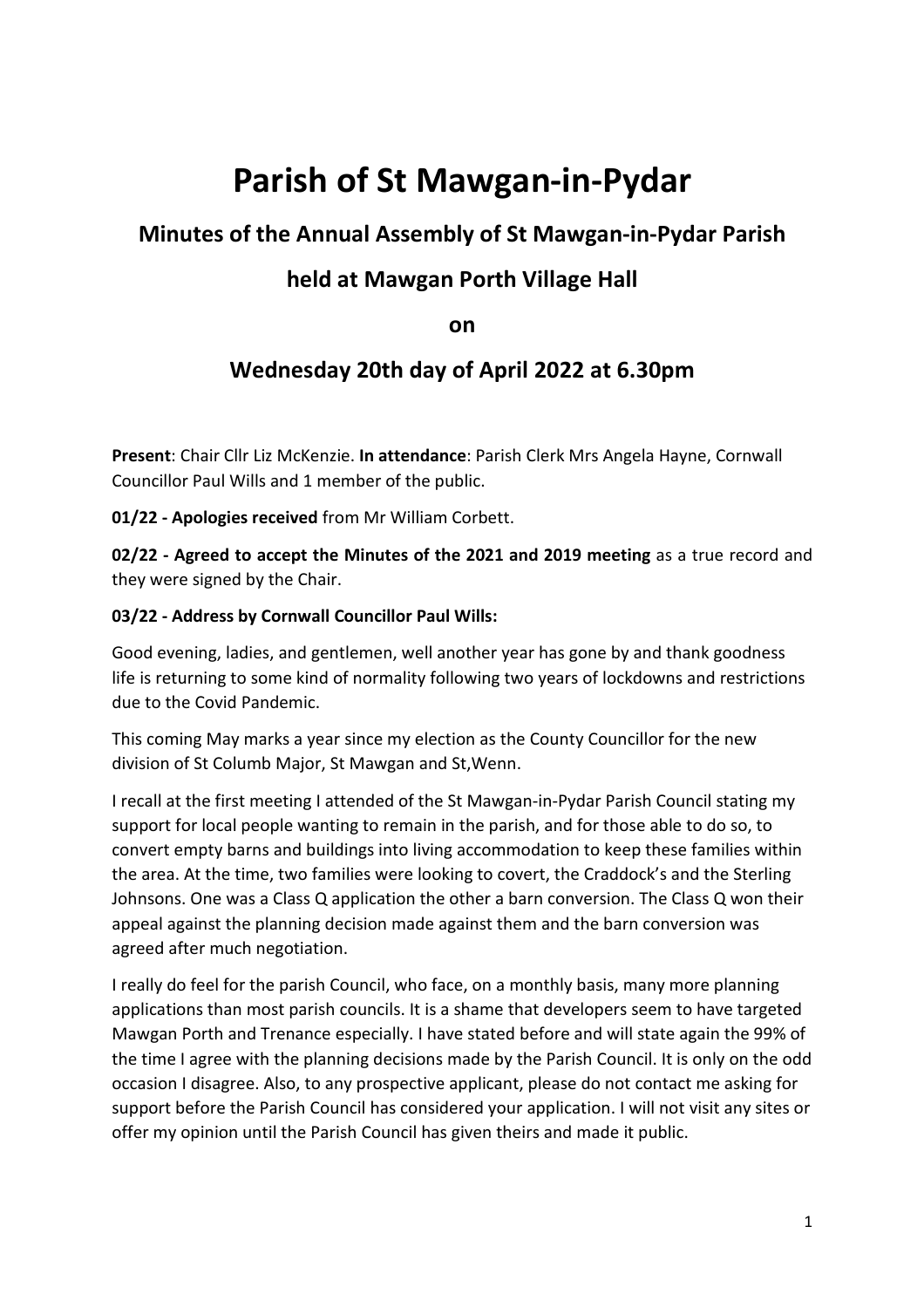# Parish of St Mawgan-in-Pydar

## Minutes of the Annual Assembly of St Mawgan-in-Pydar Parish

## held at Mawgan Porth Village Hall

## on

## Wednesday 20th day of April 2022 at 6.30pm

**Present**: Chair Cllr Liz McKenzie. **In attendance**: Parish Clerk Mrs Angela Hayne, Cornwall Councillor Paul Wills and 1 member of the public.

**01/22 - Apologies received** from Mr William Corbett.

**02/22 - Agreed to accept the Minutes of the 2021 and 2019 meeting** as a true record and they were signed by the Chair.

**03/22 - Address by Cornwall Councillor Paul Wills:**

Good evening, ladies, and gentlemen, well another year has gone by and thank goodness life is returning to some kind of normality following two years of lockdowns and restrictions due to the Covid Pandemic.

This coming May marks a year since my election as the County Councillor for the new division of St Columb Major, St Mawgan and St,Wenn.

I recall at the first meeting I attended of the St Mawgan-in-Pydar Parish Council stating my support for local people wanting to remain in the parish, and for those able to do so, to convert empty barns and buildings into living accommodation to keep these families within the area. At the time, two families were looking to covert, the Craddock's and the Sterling Johnsons. One was a Class Q application the other a barn conversion. The Class Q won their appeal against the planning decision made against them and the barn conversion was agreed after much negotiation.

I really do feel for the parish Council, who face, on a monthly basis, many more planning applications than most parish councils. It is a shame that developers seem to have targeted Mawgan Porth and Trenance especially. I have stated before and will state again the 99% of the time I agree with the planning decisions made by the Parish Council. It is only on the odd occasion I disagree. Also, to any prospective applicant, please do not contact me asking for support before the Parish Council has considered your application. I will not visit any sites or offer my opinion until the Parish Council has given theirs and made it public.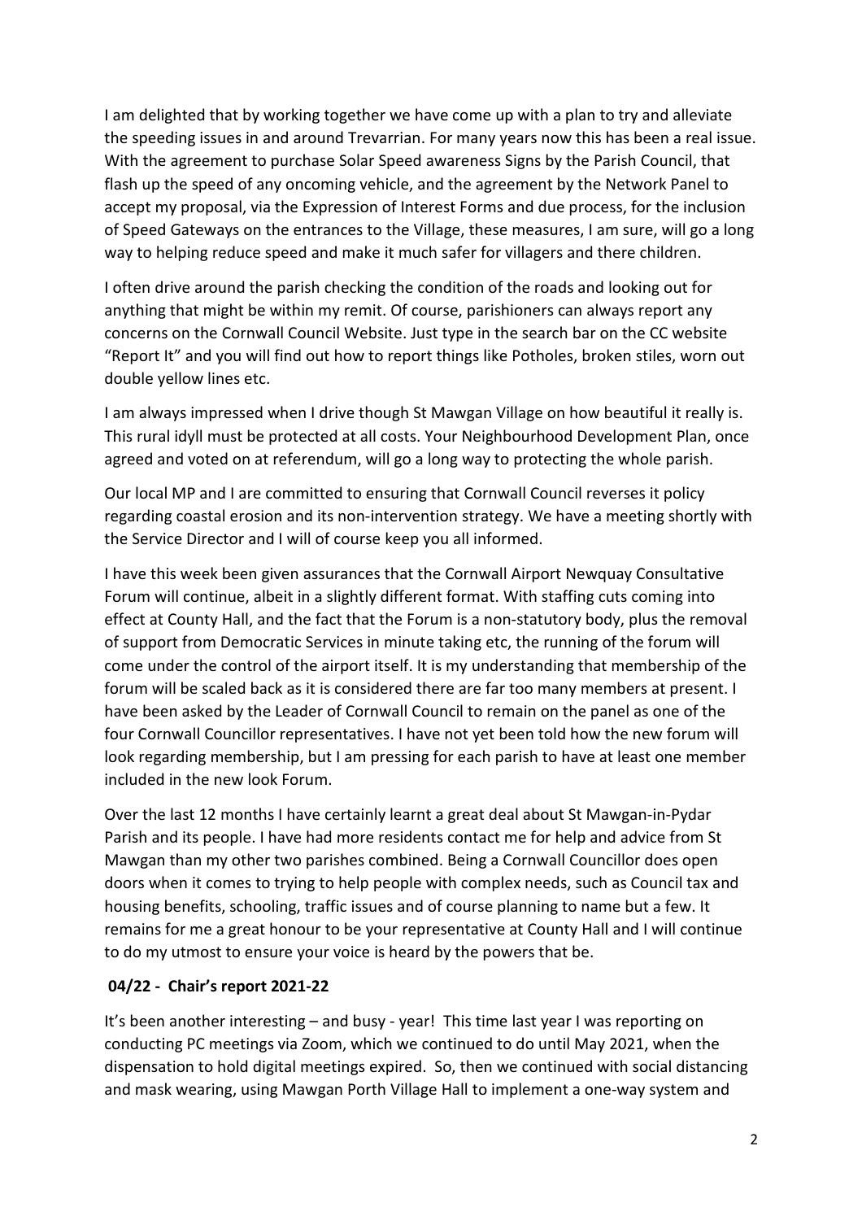I am delighted that by working together we have come up with a plan to try and alleviate the speeding issues in and around Trevarrian. For many years now this has been a real issue. With the agreement to purchase Solar Speed awareness Signs by the Parish Council, that flash up the speed of any oncoming vehicle, and the agreement by the Network Panel to accept my proposal, via the Expression of Interest Forms and due process, for the inclusion of Speed Gateways on the entrances to the Village, these measures, I am sure, will go a long way to helping reduce speed and make it much safer for villagers and there children.

I often drive around the parish checking the condition of the roads and looking out for anything that might be within my remit. Of course, parishioners can always report any concerns on the Cornwall Council Website. Just type in the search bar on the CC website "Report It" and you will find out how to report things like Potholes, broken stiles, worn out double yellow lines etc.

I am always impressed when I drive though St Mawgan Village on how beautiful it really is. This rural idyll must be protected at all costs. Your Neighbourhood Development Plan, once agreed and voted on at referendum, will go a long way to protecting the whole parish.

Our local MP and I are committed to ensuring that Cornwall Council reverses it policy regarding coastal erosion and its non-intervention strategy. We have a meeting shortly with the Service Director and I will of course keep you all informed.

I have this week been given assurances that the Cornwall Airport Newquay Consultative Forum will continue, albeit in a slightly different format. With staffing cuts coming into effect at County Hall, and the fact that the Forum is a non-statutory body, plus the removal of support from Democratic Services in minute taking etc, the running of the forum will come under the control of the airport itself. It is my understanding that membership of the forum will be scaled back as it is considered there are far too many members at present. I have been asked by the Leader of Cornwall Council to remain on the panel as one of the four Cornwall Councillor representatives. I have not yet been told how the new forum will look regarding membership, but I am pressing for each parish to have at least one member included in the new look Forum.

Over the last 12 months I have certainly learnt a great deal about St Mawgan-in-Pydar Parish and its people. I have had more residents contact me for help and advice from St Mawgan than my other two parishes combined. Being a Cornwall Councillor does open doors when it comes to trying to help people with complex needs, such as Council tax and housing benefits, schooling, traffic issues and of course planning to name but a few. It remains for me a great honour to be your representative at County Hall and I will continue to do my utmost to ensure your voice is heard by the powers that be.

**04/22 - Chair's report 2021-22**

It's been another interesting – and busy - year! This time last year I was reporting on conducting PC meetings via Zoom, which we continued to do until May 2021, when the dispensation to hold digital meetings expired. So, then we continued with social distancing and mask wearing, using Mawgan Porth Village Hall to implement a one-way system and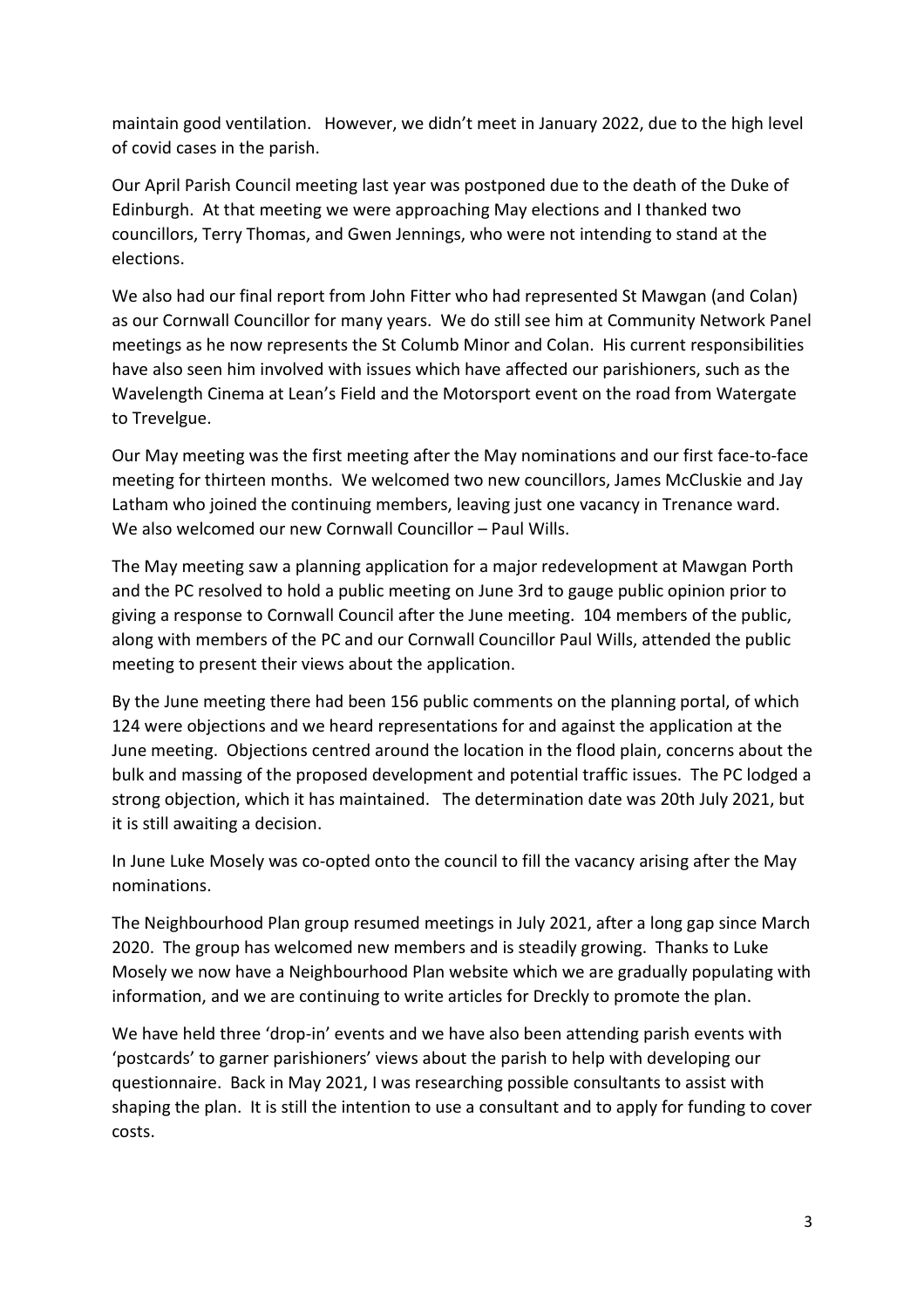maintain good ventilation. However, we didn't meet in January 2022, due to the high level of covid cases in the parish.

Our April Parish Council meeting last year was postponed due to the death of the Duke of Edinburgh. At that meeting we were approaching May elections and I thanked two councillors, Terry Thomas, and Gwen Jennings, who were not intending to stand at the elections.

We also had our final report from John Fitter who had represented St Mawgan (and Colan) as our Cornwall Councillor for many years. We do still see him at Community Network Panel meetings as he now represents the St Columb Minor and Colan. His current responsibilities have also seen him involved with issues which have affected our parishioners, such as the Wavelength Cinema at Lean's Field and the Motorsport event on the road from Watergate to Trevelgue.

Our May meeting was the first meeting after the May nominations and our first face-to-face meeting for thirteen months. We welcomed two new councillors, James McCluskie and Jay Latham who joined the continuing members, leaving just one vacancy in Trenance ward. We also welcomed our new Cornwall Councillor – Paul Wills.

The May meeting saw a planning application for a major redevelopment at Mawgan Porth and the PC resolved to hold a public meeting on June 3rd to gauge public opinion prior to giving a response to Cornwall Council after the June meeting. 104 members of the public, along with members of the PC and our Cornwall Councillor Paul Wills, attended the public meeting to present their views about the application.

By the June meeting there had been 156 public comments on the planning portal, of which 124 were objections and we heard representations for and against the application at the June meeting. Objections centred around the location in the flood plain, concerns about the bulk and massing of the proposed development and potential traffic issues. The PC lodged a strong objection, which it has maintained. The determination date was 20th July 2021, but it is still awaiting a decision.

In June Luke Mosely was co-opted onto the council to fill the vacancy arising after the May nominations.

The Neighbourhood Plan group resumed meetings in July 2021, after a long gap since March 2020. The group has welcomed new members and is steadily growing. Thanks to Luke Mosely we now have a Neighbourhood Plan website which we are gradually populating with information, and we are continuing to write articles for Dreckly to promote the plan.

We have held three 'drop-in' events and we have also been attending parish events with 'postcards' to garner parishioners' views about the parish to help with developing our questionnaire. Back in May 2021, I was researching possible consultants to assist with shaping the plan. It is still the intention to use a consultant and to apply for funding to cover costs.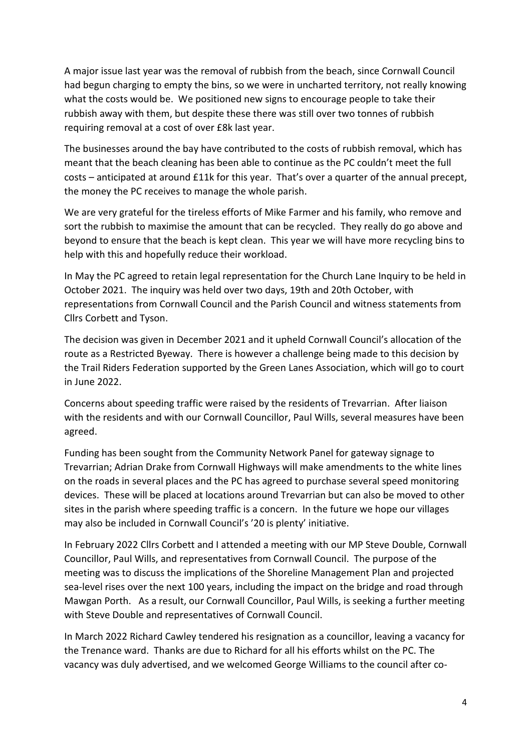A major issue last year was the removal of rubbish from the beach, since Cornwall Council had begun charging to empty the bins, so we were in uncharted territory, not really knowing what the costs would be. We positioned new signs to encourage people to take their rubbish away with them, but despite these there was still over two tonnes of rubbish requiring removal at a cost of over £8k last year.

The businesses around the bay have contributed to the costs of rubbish removal, which has meant that the beach cleaning has been able to continue as the PC couldn't meet the full costs – anticipated at around £11k for this year. That's over a quarter of the annual precept, the money the PC receives to manage the whole parish.

We are very grateful for the tireless efforts of Mike Farmer and his family, who remove and sort the rubbish to maximise the amount that can be recycled. They really do go above and beyond to ensure that the beach is kept clean. This year we will have more recycling bins to help with this and hopefully reduce their workload.

In May the PC agreed to retain legal representation for the Church Lane Inquiry to be held in October 2021. The inquiry was held over two days, 19th and 20th October, with representations from Cornwall Council and the Parish Council and witness statements from Cllrs Corbett and Tyson.

The decision was given in December 2021 and it upheld Cornwall Council's allocation of the route as a Restricted Byeway. There is however a challenge being made to this decision by the Trail Riders Federation supported by the Green Lanes Association, which will go to court in June 2022.

Concerns about speeding traffic were raised by the residents of Trevarrian. After liaison with the residents and with our Cornwall Councillor, Paul Wills, several measures have been agreed.

Funding has been sought from the Community Network Panel for gateway signage to Trevarrian; Adrian Drake from Cornwall Highways will make amendments to the white lines on the roads in several places and the PC has agreed to purchase several speed monitoring devices. These will be placed at locations around Trevarrian but can also be moved to other sites in the parish where speeding traffic is a concern. In the future we hope our villages may also be included in Cornwall Council's '20 is plenty' initiative.

In February 2022 Cllrs Corbett and I attended a meeting with our MP Steve Double, Cornwall Councillor, Paul Wills, and representatives from Cornwall Council. The purpose of the meeting was to discuss the implications of the Shoreline Management Plan and projected sea-level rises over the next 100 years, including the impact on the bridge and road through Mawgan Porth. As a result, our Cornwall Councillor, Paul Wills, is seeking a further meeting with Steve Double and representatives of Cornwall Council.

In March 2022 Richard Cawley tendered his resignation as a councillor, leaving a vacancy for the Trenance ward. Thanks are due to Richard for all his efforts whilst on the PC. The vacancy was duly advertised, and we welcomed George Williams to the council after co-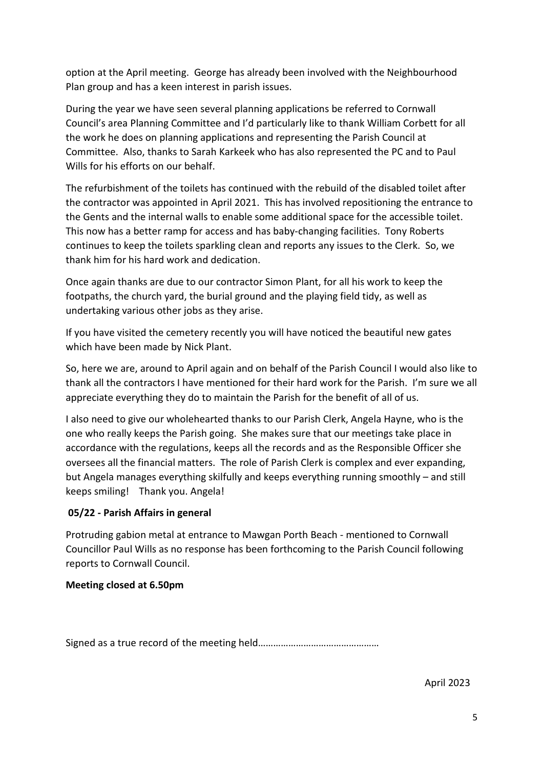option at the April meeting. George has already been involved with the Neighbourhood Plan group and has a keen interest in parish issues.

During the year we have seen several planning applications be referred to Cornwall Council's area Planning Committee and I'd particularly like to thank William Corbett for all the work he does on planning applications and representing the Parish Council at Committee. Also, thanks to Sarah Karkeek who has also represented the PC and to Paul Wills for his efforts on our behalf.

The refurbishment of the toilets has continued with the rebuild of the disabled toilet after the contractor was appointed in April 2021. This has involved repositioning the entrance to the Gents and the internal walls to enable some additional space for the accessible toilet. This now has a better ramp for access and has baby-changing facilities. Tony Roberts continues to keep the toilets sparkling clean and reports any issues to the Clerk. So, we thank him for his hard work and dedication.

Once again thanks are due to our contractor Simon Plant, for all his work to keep the footpaths, the church yard, the burial ground and the playing field tidy, as well as undertaking various other jobs as they arise.

If you have visited the cemetery recently you will have noticed the beautiful new gates which have been made by Nick Plant.

So, here we are, around to April again and on behalf of the Parish Council I would also like to thank all the contractors I have mentioned for their hard work for the Parish. I'm sure we all appreciate everything they do to maintain the Parish for the benefit of all of us.

I also need to give our wholehearted thanks to our Parish Clerk, Angela Hayne, who is the one who really keeps the Parish going. She makes sure that our meetings take place in accordance with the regulations, keeps all the records and as the Responsible Officer she oversees all the financial matters. The role of Parish Clerk is complex and ever expanding, but Angela manages everything skilfully and keeps everything running smoothly – and still keeps smiling! Thank you. Angela!

**05/22 - Parish Affairs in general**

Protruding gabion metal at entrance to Mawgan Porth Beach - mentioned to Cornwall Councillor Paul Wills as no response has been forthcoming to the Parish Council following reports to Cornwall Council.

**Meeting closed at 6.50pm**

Signed as a true record of the meeting held………………………………………

April 2023